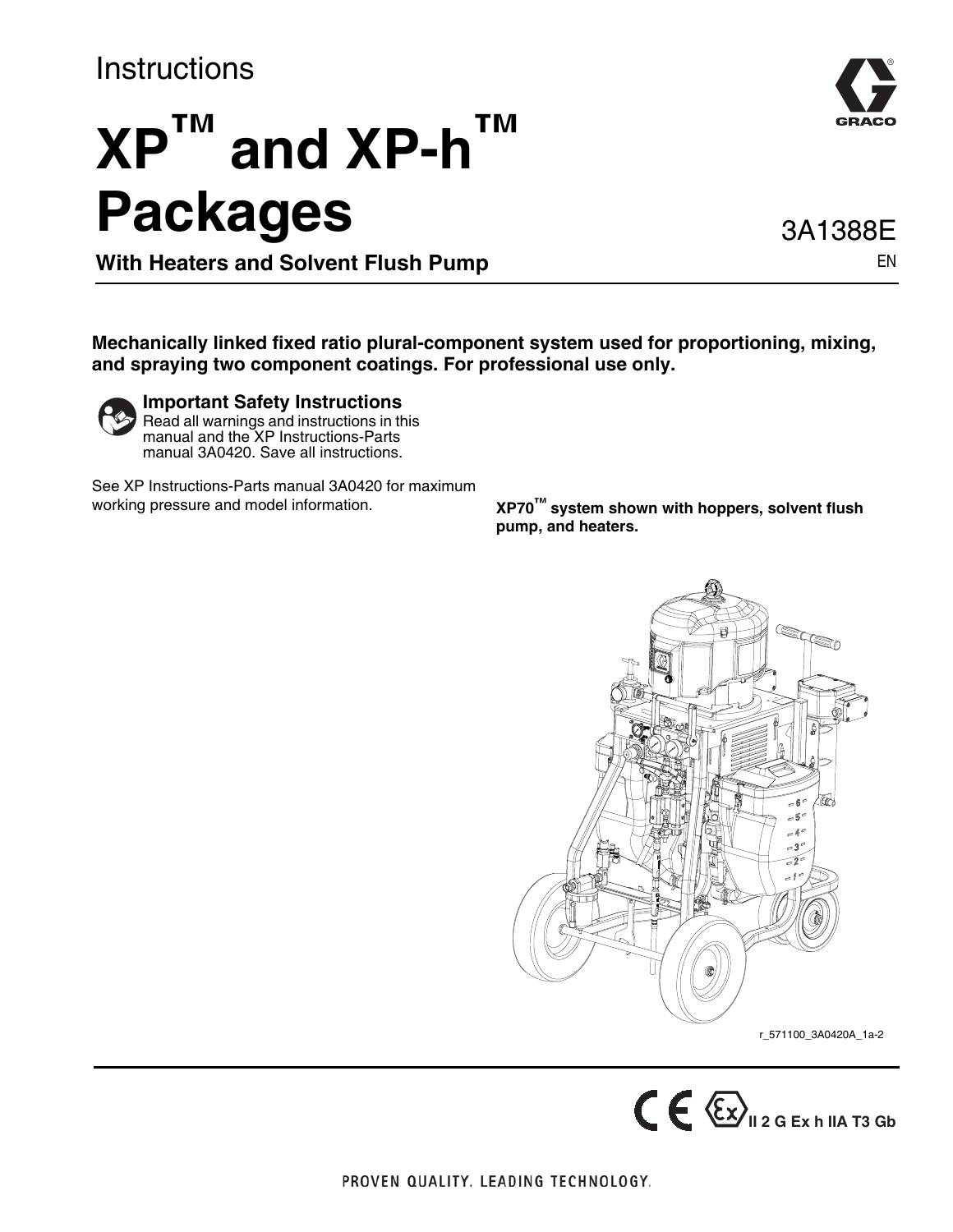Instructions

# XP™ and XP-h™ Packages

3A1388E

EN

**With Heaters and Solvent Flush Pump**

**Mechanically linked fixed ratio plural-component system used for proportioning, mixing, and spraying two component coatings. For professional use only.**

**Important Safety Instructions**
Read all warnings and instructions in this manual and the XP Instructions-Parts manual 3A0420. Save all instructions.

See XP Instructions-Parts manual 3A0420 for maximum working pressure and model information.

**XP70™ system shown with hoppers, solvent flush pump, and heaters.**

r_571100_3A0420A_1a-2

**II 2 G Ex h IIA T3 Gb**

PROVEN QUALITY. LEADING TECHNOLOGY.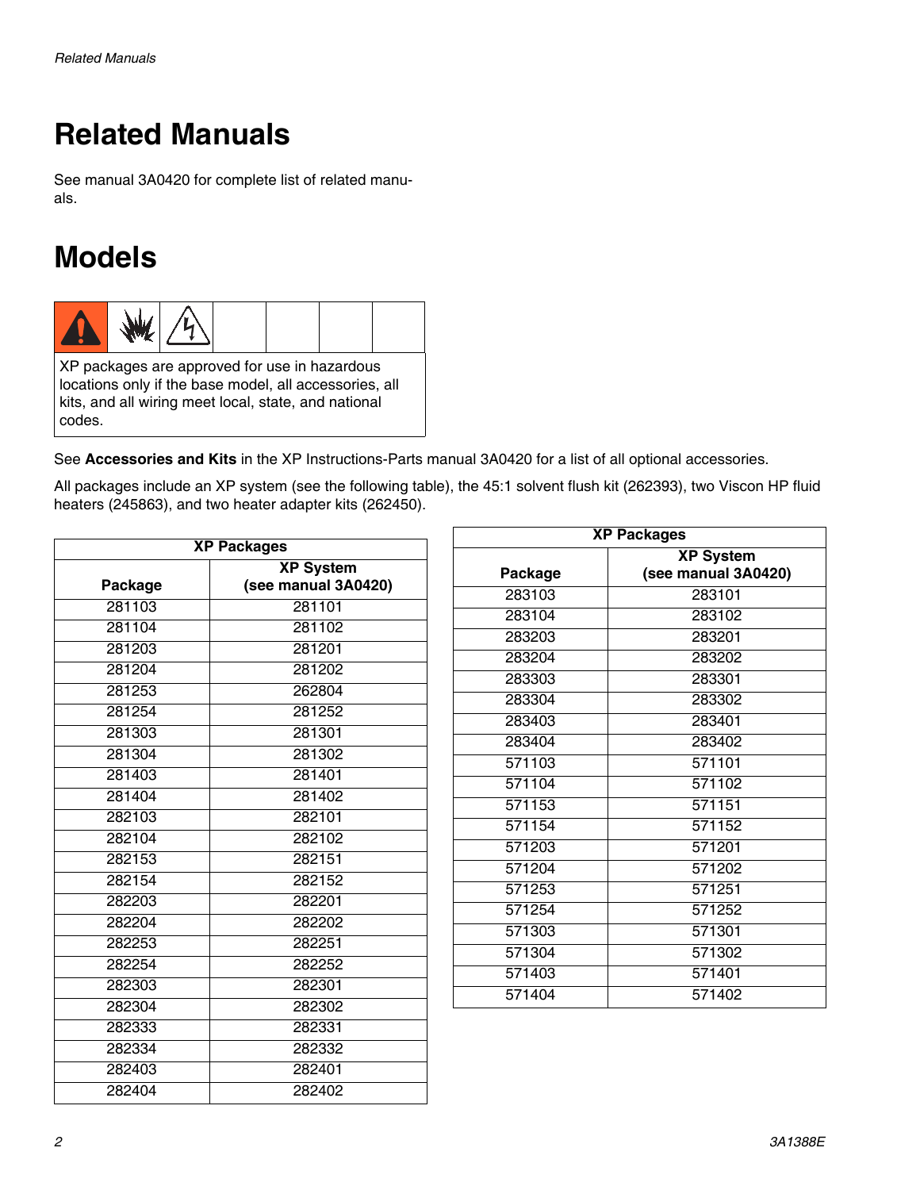# Related Manuals

See manual 3A0420 for complete list of related manuals.

# Models

XP packages are approved for use in hazardous locations only if the base model, all accessories, all kits, and all wiring meet local, state, and national codes.

See **Accessories and Kits** in the XP Instructions-Parts manual 3A0420 for a list of all optional accessories.

All packages include an XP system (see the following table), the 45:1 solvent flush kit (262393), two Viscon HP fluid heaters (245863), and two heater adapter kits (262450).

| XP Packages | |
|---|---|
| **Package** | **XP System (see manual 3A0420)** |
| 281103 | 281101 |
| 281104 | 281102 |
| 281203 | 281201 |
| 281204 | 281202 |
| 281253 | 262804 |
| 281254 | 281252 |
| 281303 | 281301 |
| 281304 | 281302 |
| 281403 | 281401 |
| 281404 | 281402 |
| 282103 | 282101 |
| 282104 | 282102 |
| 282153 | 282151 |
| 282154 | 282152 |
| 282203 | 282201 |
| 282204 | 282202 |
| 282253 | 282251 |
| 282254 | 282252 |
| 282303 | 282301 |
| 282304 | 282302 |
| 282333 | 282331 |
| 282334 | 282332 |
| 282403 | 282401 |
| 282404 | 282402 |

| XP Packages | |
|---|---|
| **Package** | **XP System (see manual 3A0420)** |
| 283103 | 283101 |
| 283104 | 283102 |
| 283203 | 283201 |
| 283204 | 283202 |
| 283303 | 283301 |
| 283304 | 283302 |
| 283403 | 283401 |
| 283404 | 283402 |
| 571103 | 571101 |
| 571104 | 571102 |
| 571153 | 571151 |
| 571154 | 571152 |
| 571203 | 571201 |
| 571204 | 571202 |
| 571253 | 571251 |
| 571254 | 571252 |
| 571303 | 571301 |
| 571304 | 571302 |
| 571403 | 571401 |
| 571404 | 571402 |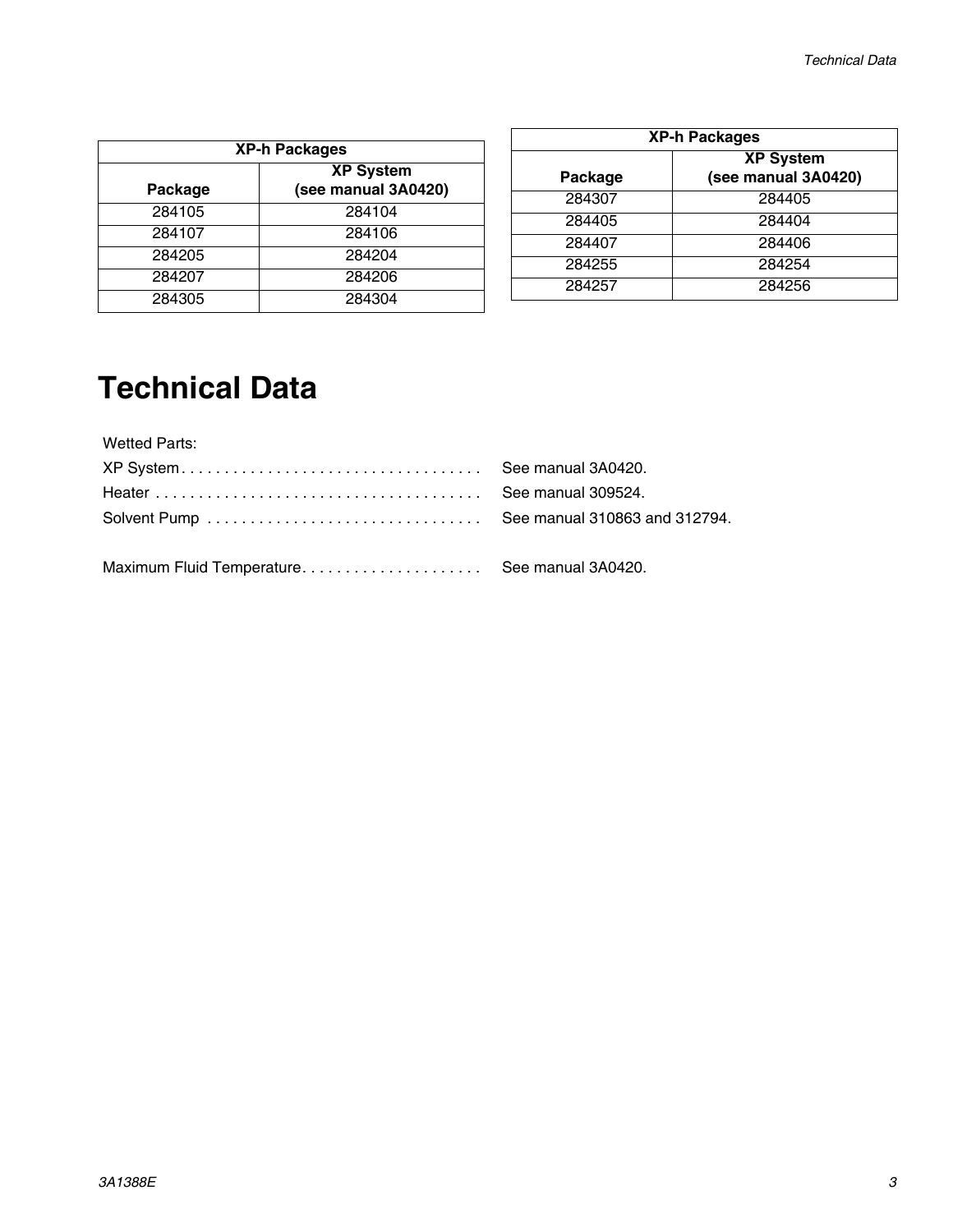| XP-h Packages | |
|---|---|
| Package | XP System (see manual 3A0420) |
| 284105 | 284104 |
| 284107 | 284106 |
| 284205 | 284204 |
| 284207 | 284206 |
| 284305 | 284304 |

| XP-h Packages | |
|---|---|
| Package | XP System (see manual 3A0420) |
| 284307 | 284405 |
| 284405 | 284404 |
| 284407 | 284406 |
| 284255 | 284254 |
| 284257 | 284256 |

# Technical Data

Wetted Parts:

XP System . . . . . . . . . . . . . . . . . . . . . . . . . . . . . . . . . . . See manual 3A0420.

Heater . . . . . . . . . . . . . . . . . . . . . . . . . . . . . . . . . . . . . . See manual 309524.

Solvent Pump . . . . . . . . . . . . . . . . . . . . . . . . . . . . . . . . See manual 310863 and 312794.

Maximum Fluid Temperature . . . . . . . . . . . . . . . . . . . . . See manual 3A0420.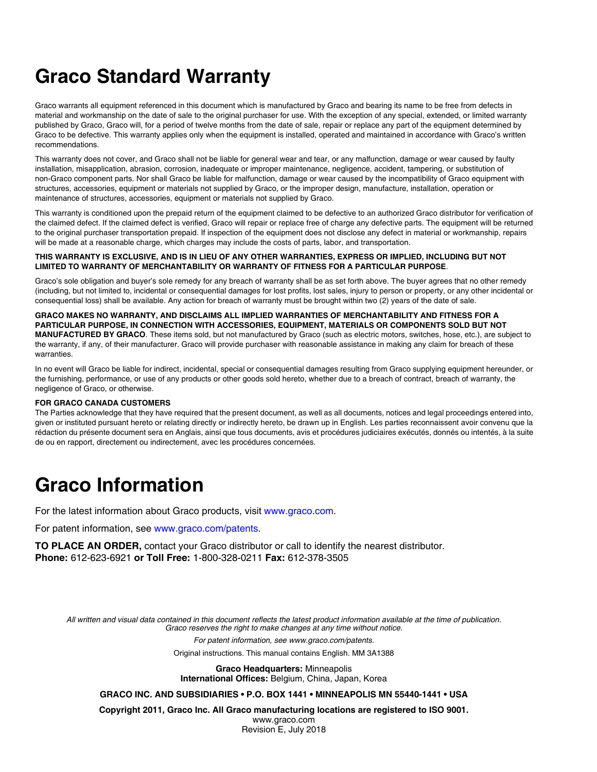# Graco Standard Warranty

Graco warrants all equipment referenced in this document which is manufactured by Graco and bearing its name to be free from defects in material and workmanship on the date of sale to the original purchaser for use. With the exception of any special, extended, or limited warranty published by Graco, Graco will, for a period of twelve months from the date of sale, repair or replace any part of the equipment determined by Graco to be defective. This warranty applies only when the equipment is installed, operated and maintained in accordance with Graco's written recommendations.

This warranty does not cover, and Graco shall not be liable for general wear and tear, or any malfunction, damage or wear caused by faulty installation, misapplication, abrasion, corrosion, inadequate or improper maintenance, negligence, accident, tampering, or substitution of non-Graco component parts. Nor shall Graco be liable for malfunction, damage or wear caused by the incompatibility of Graco equipment with structures, accessories, equipment or materials not supplied by Graco, or the improper design, manufacture, installation, operation or maintenance of structures, accessories, equipment or materials not supplied by Graco.

This warranty is conditioned upon the prepaid return of the equipment claimed to be defective to an authorized Graco distributor for verification of the claimed defect. If the claimed defect is verified, Graco will repair or replace free of charge any defective parts. The equipment will be returned to the original purchaser transportation prepaid. If inspection of the equipment does not disclose any defect in material or workmanship, repairs will be made at a reasonable charge, which charges may include the costs of parts, labor, and transportation.

**THIS WARRANTY IS EXCLUSIVE, AND IS IN LIEU OF ANY OTHER WARRANTIES, EXPRESS OR IMPLIED, INCLUDING BUT NOT LIMITED TO WARRANTY OF MERCHANTABILITY OR WARRANTY OF FITNESS FOR A PARTICULAR PURPOSE**.

Graco's sole obligation and buyer's sole remedy for any breach of warranty shall be as set forth above. The buyer agrees that no other remedy (including, but not limited to, incidental or consequential damages for lost profits, lost sales, injury to person or property, or any other incidental or consequential loss) shall be available. Any action for breach of warranty must be brought within two (2) years of the date of sale.

**GRACO MAKES NO WARRANTY, AND DISCLAIMS ALL IMPLIED WARRANTIES OF MERCHANTABILITY AND FITNESS FOR A PARTICULAR PURPOSE, IN CONNECTION WITH ACCESSORIES, EQUIPMENT, MATERIALS OR COMPONENTS SOLD BUT NOT MANUFACTURED BY GRACO**. These items sold, but not manufactured by Graco (such as electric motors, switches, hose, etc.), are subject to the warranty, if any, of their manufacturer. Graco will provide purchaser with reasonable assistance in making any claim for breach of these warranties.

In no event will Graco be liable for indirect, incidental, special or consequential damages resulting from Graco supplying equipment hereunder, or the furnishing, performance, or use of any products or other goods sold hereto, whether due to a breach of contract, breach of warranty, the negligence of Graco, or otherwise.

**FOR GRACO CANADA CUSTOMERS**

The Parties acknowledge that they have required that the present document, as well as all documents, notices and legal proceedings entered into, given or instituted pursuant hereto or relating directly or indirectly hereto, be drawn up in English. Les parties reconnaissent avoir convenu que la rédaction du présente document sera en Anglais, ainsi que tous documents, avis et procédures judiciaires exécutés, donnés ou intentés, à la suite de ou en rapport, directement ou indirectement, avec les procédures concernées.

# Graco Information

For the latest information about Graco products, visit www.graco.com.

For patent information, see www.graco.com/patents.

**TO PLACE AN ORDER,** contact your Graco distributor or call to identify the nearest distributor.
**Phone:** 612-623-6921 **or Toll Free:** 1-800-328-0211 **Fax:** 612-378-3505

*All written and visual data contained in this document reflects the latest product information available at the time of publication. Graco reserves the right to make changes at any time without notice.*

*For patent information, see www.graco.com/patents.*

Original instructions. This manual contains English. MM 3A1388

**Graco Headquarters:** Minneapolis
**International Offices:** Belgium, China, Japan, Korea

**GRACO INC. AND SUBSIDIARIES • P.O. BOX 1441 • MINNEAPOLIS MN 55440-1441 • USA**

**Copyright 2011, Graco Inc. All Graco manufacturing locations are registered to ISO 9001.**
www.graco.com
Revision E, July 2018